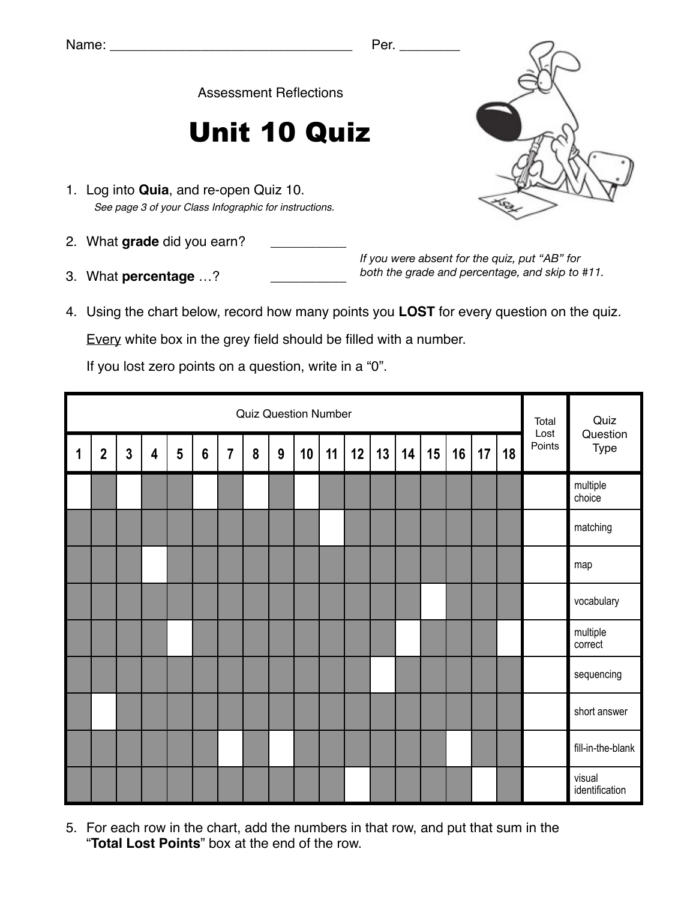Name: ________________________________ Per. ________

Assessment Reflections

# Unit 10 Quiz

1. Log into **Quia**, and re-open Quiz 10.
   *See page 3 of your Class Infographic for instructions.*

2. What **grade** did you earn? __________

3. What **percentage** …? __________

*If you were absent for the quiz, put "AB" for both the grade and percentage, and skip to #11.*

4. Using the chart below, record how many points you **LOST** for every question on the quiz.

   Every white box in the grey field should be filled with a number.

   If you lost zero points on a question, write in a "0".

| Quiz Question Number | | | | | | | | | | | | | | | | | | Total Lost Points | Quiz Question Type |
|---|---|---|---|---|---|---|---|---|---|---|---|---|---|---|---|---|---|---|---|
| 1 | 2 | 3 | 4 | 5 | 6 | 7 | 8 | 9 | 10 | 11 | 12 | 13 | 14 | 15 | 16 | 17 | 18 | | |
| | | | | | | | | | | | | | | | | | | | multiple choice |
| | | | | | | | | | | | | | | | | | | | matching |
| | | | | | | | | | | | | | | | | | | | map |
| | | | | | | | | | | | | | | | | | | | vocabulary |
| | | | | | | | | | | | | | | | | | | | multiple correct |
| | | | | | | | | | | | | | | | | | | | sequencing |
| | | | | | | | | | | | | | | | | | | | short answer |
| | | | | | | | | | | | | | | | | | | | fill-in-the-blank |
| | | | | | | | | | | | | | | | | | | | visual identification |

5. For each row in the chart, add the numbers in that row, and put that sum in the "**Total Lost Points**" box at the end of the row.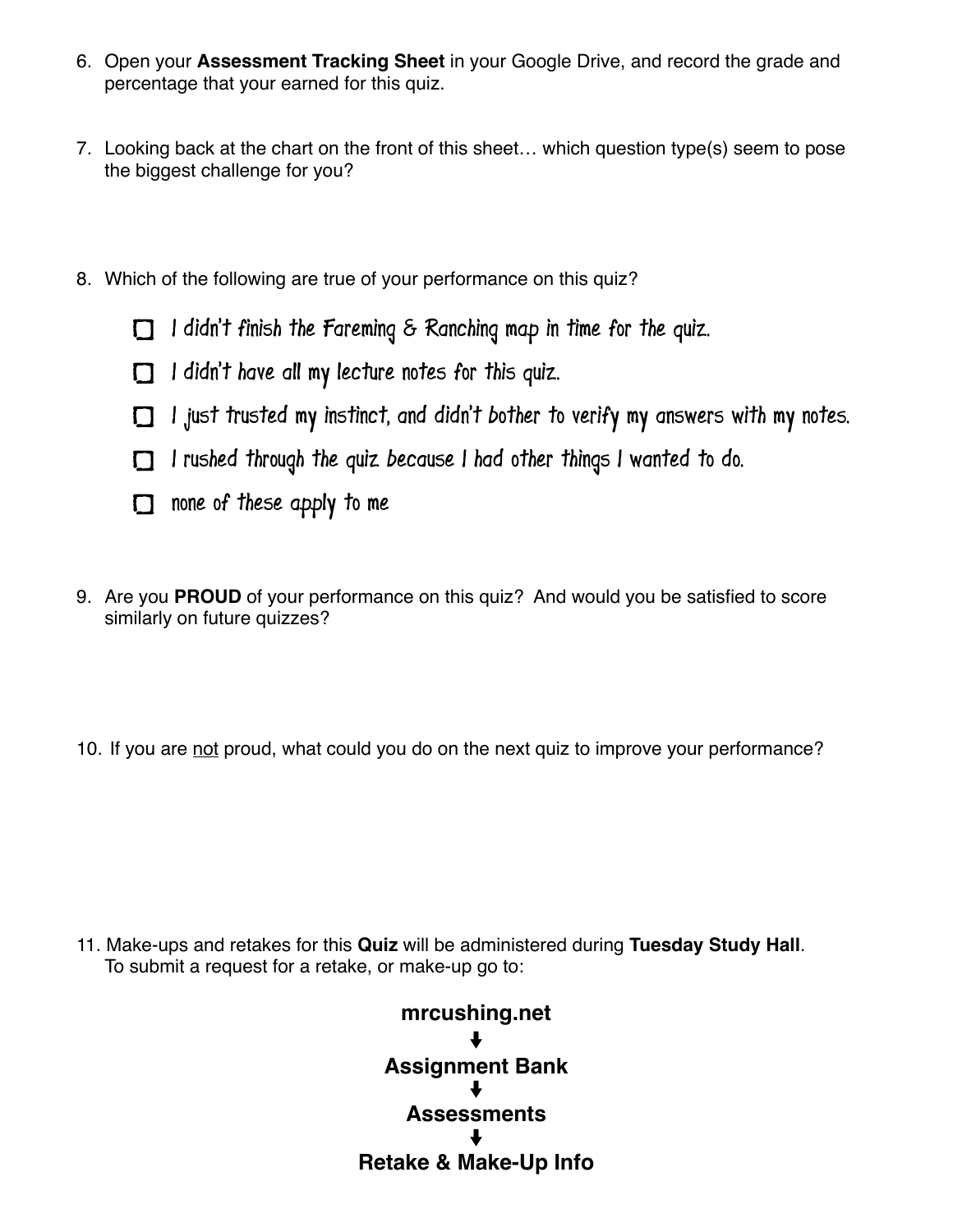6. Open your **Assessment Tracking Sheet** in your Google Drive, and record the grade and percentage that your earned for this quiz.

7. Looking back at the chart on the front of this sheet… which question type(s) seem to pose the biggest challenge for you?

8. Which of the following are true of your performance on this quiz?

   - ☐ I didn't finish the Fareming & Ranching map in time for the quiz.
   - ☐ I didn't have all my lecture notes for this quiz.
   - ☐ I just trusted my instinct, and didn't bother to verify my answers with my notes.
   - ☐ I rushed through the quiz because I had other things I wanted to do.
   - ☐ none of these apply to me

9. Are you **PROUD** of your performance on this quiz? And would you be satisfied to score similarly on future quizzes?

10. If you are <u>not</u> proud, what could you do on the next quiz to improve your performance?

11. Make-ups and retakes for this **Quiz** will be administered during **Tuesday Study Hall**. To submit a request for a retake, or make-up go to:

**mrcushing.net**

**↓**

**Assignment Bank**

**↓**

**Assessments**

**↓**

**Retake & Make-Up Info**